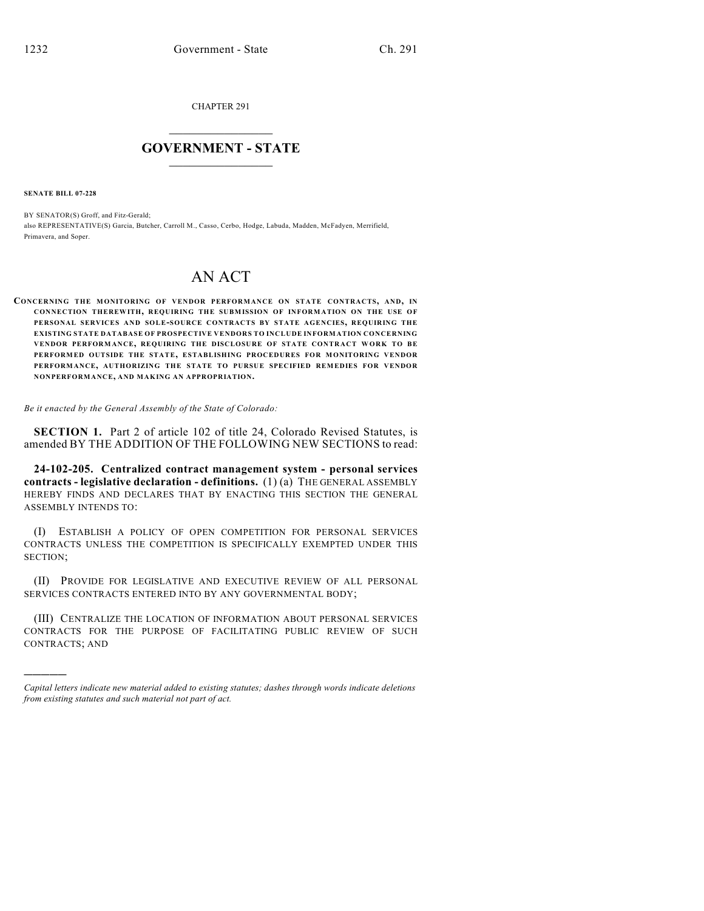CHAPTER 291

# GOVERNMENT - STATE

**SENATE BILL 07-228**

BY SENATOR(S) Groff, and Fitz-Gerald;
also REPRESENTATIVE(S) Garcia, Butcher, Carroll M., Casso, Cerbo, Hodge, Labuda, Madden, McFadyen, Merrifield, Primavera, and Soper.

# AN ACT

**CONCERNING THE MONITORING OF VENDOR PERFORMANCE ON STATE CONTRACTS, AND, IN CONNECTION THEREWITH, REQUIRING THE SUBMISSION OF INFORMATION ON THE USE OF PERSONAL SERVICES AND SOLE-SOURCE CONTRACTS BY STATE AGENCIES, REQUIRING THE EXISTING STATE DATABASE OF PROSPECTIVE VENDORS TO INCLUDE INFORMATION CONCERNING VENDOR PERFORMANCE, REQUIRING THE DISCLOSURE OF STATE CONTRACT WORK TO BE PERFORMED OUTSIDE THE STATE, ESTABLISHING PROCEDURES FOR MONITORING VENDOR PERFORMANCE, AUTHORIZING THE STATE TO PURSUE SPECIFIED REMEDIES FOR VENDOR NONPERFORMANCE, AND MAKING AN APPROPRIATION.**

*Be it enacted by the General Assembly of the State of Colorado:*

**SECTION 1.** Part 2 of article 102 of title 24, Colorado Revised Statutes, is amended BY THE ADDITION OF THE FOLLOWING NEW SECTIONS to read:

**24-102-205. Centralized contract management system - personal services contracts - legislative declaration - definitions.** (1) (a) THE GENERAL ASSEMBLY HEREBY FINDS AND DECLARES THAT BY ENACTING THIS SECTION THE GENERAL ASSEMBLY INTENDS TO:

(I) ESTABLISH A POLICY OF OPEN COMPETITION FOR PERSONAL SERVICES CONTRACTS UNLESS THE COMPETITION IS SPECIFICALLY EXEMPTED UNDER THIS SECTION;

(II) PROVIDE FOR LEGISLATIVE AND EXECUTIVE REVIEW OF ALL PERSONAL SERVICES CONTRACTS ENTERED INTO BY ANY GOVERNMENTAL BODY;

(III) CENTRALIZE THE LOCATION OF INFORMATION ABOUT PERSONAL SERVICES CONTRACTS FOR THE PURPOSE OF FACILITATING PUBLIC REVIEW OF SUCH CONTRACTS; AND

---

*Capital letters indicate new material added to existing statutes; dashes through words indicate deletions from existing statutes and such material not part of act.*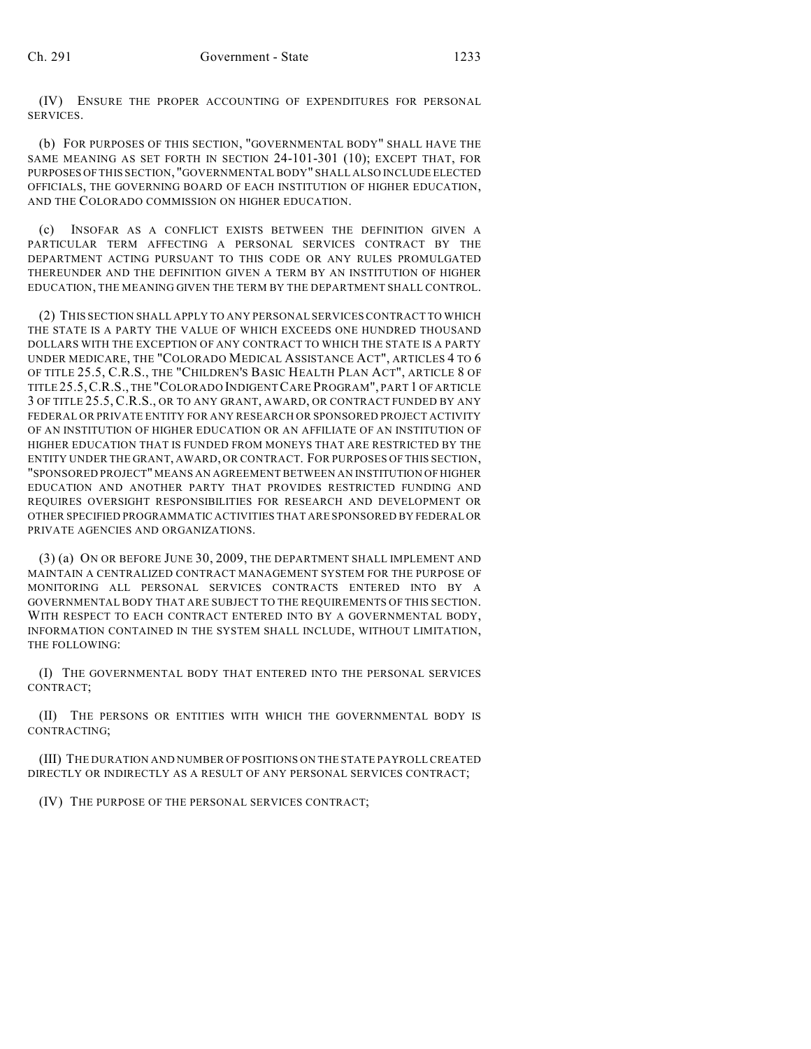(IV) ENSURE THE PROPER ACCOUNTING OF EXPENDITURES FOR PERSONAL SERVICES.

(b) FOR PURPOSES OF THIS SECTION, "GOVERNMENTAL BODY" SHALL HAVE THE SAME MEANING AS SET FORTH IN SECTION 24-101-301 (10); EXCEPT THAT, FOR PURPOSES OF THIS SECTION, "GOVERNMENTAL BODY" SHALL ALSO INCLUDE ELECTED OFFICIALS, THE GOVERNING BOARD OF EACH INSTITUTION OF HIGHER EDUCATION, AND THE COLORADO COMMISSION ON HIGHER EDUCATION.

(c) INSOFAR AS A CONFLICT EXISTS BETWEEN THE DEFINITION GIVEN A PARTICULAR TERM AFFECTING A PERSONAL SERVICES CONTRACT BY THE DEPARTMENT ACTING PURSUANT TO THIS CODE OR ANY RULES PROMULGATED THEREUNDER AND THE DEFINITION GIVEN A TERM BY AN INSTITUTION OF HIGHER EDUCATION, THE MEANING GIVEN THE TERM BY THE DEPARTMENT SHALL CONTROL.

(2) THIS SECTION SHALL APPLY TO ANY PERSONAL SERVICES CONTRACT TO WHICH THE STATE IS A PARTY THE VALUE OF WHICH EXCEEDS ONE HUNDRED THOUSAND DOLLARS WITH THE EXCEPTION OF ANY CONTRACT TO WHICH THE STATE IS A PARTY UNDER MEDICARE, THE "COLORADO MEDICAL ASSISTANCE ACT", ARTICLES 4 TO 6 OF TITLE 25.5, C.R.S., THE "CHILDREN'S BASIC HEALTH PLAN ACT", ARTICLE 8 OF TITLE 25.5, C.R.S., THE "COLORADO INDIGENT CARE PROGRAM", PART 1 OF ARTICLE 3 OF TITLE 25.5, C.R.S., OR TO ANY GRANT, AWARD, OR CONTRACT FUNDED BY ANY FEDERAL OR PRIVATE ENTITY FOR ANY RESEARCH OR SPONSORED PROJECT ACTIVITY OF AN INSTITUTION OF HIGHER EDUCATION OR AN AFFILIATE OF AN INSTITUTION OF HIGHER EDUCATION THAT IS FUNDED FROM MONEYS THAT ARE RESTRICTED BY THE ENTITY UNDER THE GRANT, AWARD, OR CONTRACT. FOR PURPOSES OF THIS SECTION, "SPONSORED PROJECT" MEANS AN AGREEMENT BETWEEN AN INSTITUTION OF HIGHER EDUCATION AND ANOTHER PARTY THAT PROVIDES RESTRICTED FUNDING AND REQUIRES OVERSIGHT RESPONSIBILITIES FOR RESEARCH AND DEVELOPMENT OR OTHER SPECIFIED PROGRAMMATIC ACTIVITIES THAT ARE SPONSORED BY FEDERAL OR PRIVATE AGENCIES AND ORGANIZATIONS.

(3) (a) ON OR BEFORE JUNE 30, 2009, THE DEPARTMENT SHALL IMPLEMENT AND MAINTAIN A CENTRALIZED CONTRACT MANAGEMENT SYSTEM FOR THE PURPOSE OF MONITORING ALL PERSONAL SERVICES CONTRACTS ENTERED INTO BY A GOVERNMENTAL BODY THAT ARE SUBJECT TO THE REQUIREMENTS OF THIS SECTION. WITH RESPECT TO EACH CONTRACT ENTERED INTO BY A GOVERNMENTAL BODY, INFORMATION CONTAINED IN THE SYSTEM SHALL INCLUDE, WITHOUT LIMITATION, THE FOLLOWING:

(I) THE GOVERNMENTAL BODY THAT ENTERED INTO THE PERSONAL SERVICES CONTRACT;

(II) THE PERSONS OR ENTITIES WITH WHICH THE GOVERNMENTAL BODY IS CONTRACTING;

(III) THE DURATION AND NUMBER OF POSITIONS ON THE STATE PAYROLL CREATED DIRECTLY OR INDIRECTLY AS A RESULT OF ANY PERSONAL SERVICES CONTRACT;

(IV) THE PURPOSE OF THE PERSONAL SERVICES CONTRACT;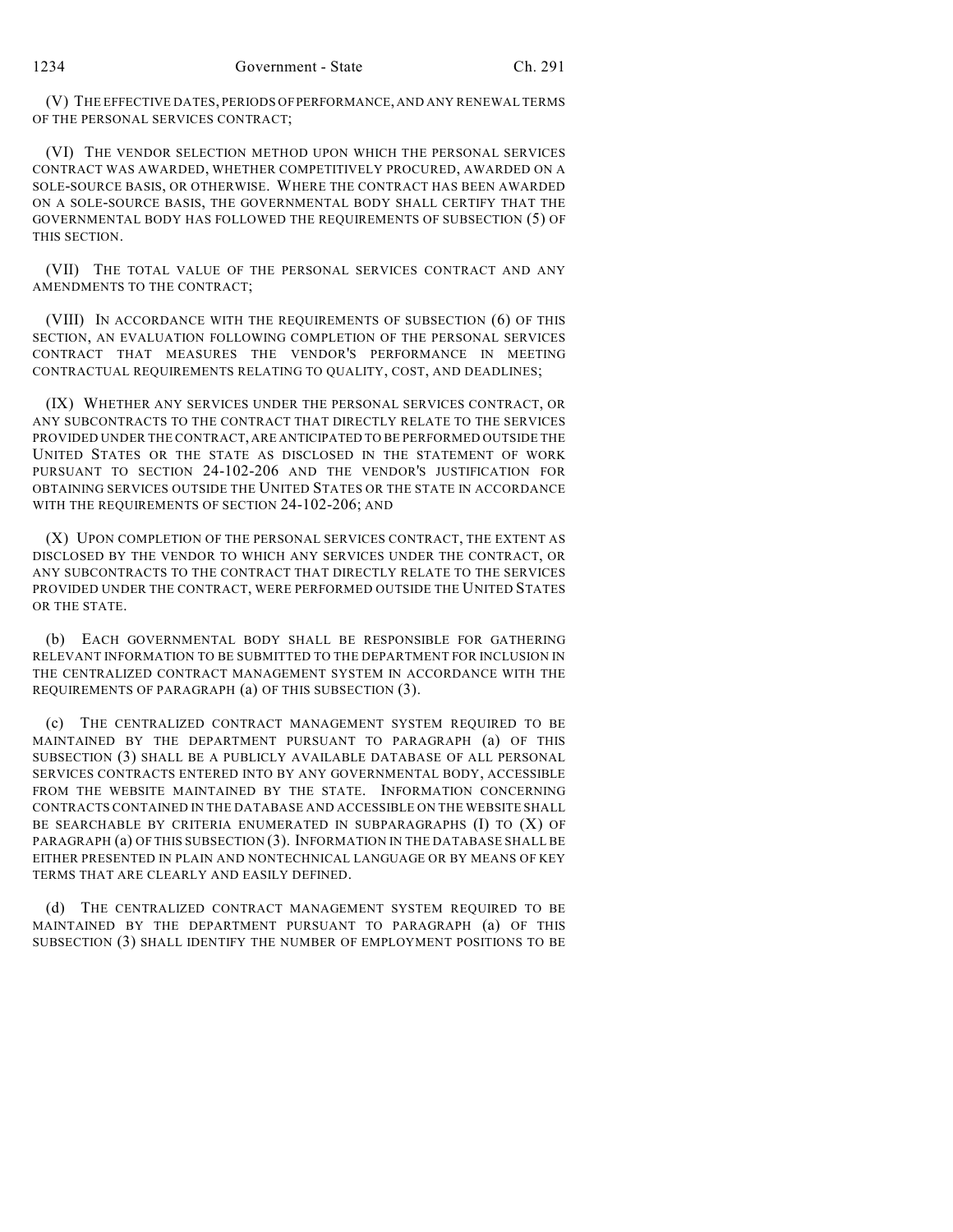(V) THE EFFECTIVE DATES, PERIODS OF PERFORMANCE, AND ANY RENEWAL TERMS OF THE PERSONAL SERVICES CONTRACT;

(VI) THE VENDOR SELECTION METHOD UPON WHICH THE PERSONAL SERVICES CONTRACT WAS AWARDED, WHETHER COMPETITIVELY PROCURED, AWARDED ON A SOLE-SOURCE BASIS, OR OTHERWISE. WHERE THE CONTRACT HAS BEEN AWARDED ON A SOLE-SOURCE BASIS, THE GOVERNMENTAL BODY SHALL CERTIFY THAT THE GOVERNMENTAL BODY HAS FOLLOWED THE REQUIREMENTS OF SUBSECTION (5) OF THIS SECTION.

(VII) THE TOTAL VALUE OF THE PERSONAL SERVICES CONTRACT AND ANY AMENDMENTS TO THE CONTRACT;

(VIII) IN ACCORDANCE WITH THE REQUIREMENTS OF SUBSECTION (6) OF THIS SECTION, AN EVALUATION FOLLOWING COMPLETION OF THE PERSONAL SERVICES CONTRACT THAT MEASURES THE VENDOR'S PERFORMANCE IN MEETING CONTRACTUAL REQUIREMENTS RELATING TO QUALITY, COST, AND DEADLINES;

(IX) WHETHER ANY SERVICES UNDER THE PERSONAL SERVICES CONTRACT, OR ANY SUBCONTRACTS TO THE CONTRACT THAT DIRECTLY RELATE TO THE SERVICES PROVIDED UNDER THE CONTRACT, ARE ANTICIPATED TO BE PERFORMED OUTSIDE THE UNITED STATES OR THE STATE AS DISCLOSED IN THE STATEMENT OF WORK PURSUANT TO SECTION 24-102-206 AND THE VENDOR'S JUSTIFICATION FOR OBTAINING SERVICES OUTSIDE THE UNITED STATES OR THE STATE IN ACCORDANCE WITH THE REQUIREMENTS OF SECTION 24-102-206; AND

(X) UPON COMPLETION OF THE PERSONAL SERVICES CONTRACT, THE EXTENT AS DISCLOSED BY THE VENDOR TO WHICH ANY SERVICES UNDER THE CONTRACT, OR ANY SUBCONTRACTS TO THE CONTRACT THAT DIRECTLY RELATE TO THE SERVICES PROVIDED UNDER THE CONTRACT, WERE PERFORMED OUTSIDE THE UNITED STATES OR THE STATE.

(b) EACH GOVERNMENTAL BODY SHALL BE RESPONSIBLE FOR GATHERING RELEVANT INFORMATION TO BE SUBMITTED TO THE DEPARTMENT FOR INCLUSION IN THE CENTRALIZED CONTRACT MANAGEMENT SYSTEM IN ACCORDANCE WITH THE REQUIREMENTS OF PARAGRAPH (a) OF THIS SUBSECTION (3).

(c) THE CENTRALIZED CONTRACT MANAGEMENT SYSTEM REQUIRED TO BE MAINTAINED BY THE DEPARTMENT PURSUANT TO PARAGRAPH (a) OF THIS SUBSECTION (3) SHALL BE A PUBLICLY AVAILABLE DATABASE OF ALL PERSONAL SERVICES CONTRACTS ENTERED INTO BY ANY GOVERNMENTAL BODY, ACCESSIBLE FROM THE WEBSITE MAINTAINED BY THE STATE. INFORMATION CONCERNING CONTRACTS CONTAINED IN THE DATABASE AND ACCESSIBLE ON THE WEBSITE SHALL BE SEARCHABLE BY CRITERIA ENUMERATED IN SUBPARAGRAPHS (I) TO (X) OF PARAGRAPH (a) OF THIS SUBSECTION (3). INFORMATION IN THE DATABASE SHALL BE EITHER PRESENTED IN PLAIN AND NONTECHNICAL LANGUAGE OR BY MEANS OF KEY TERMS THAT ARE CLEARLY AND EASILY DEFINED.

(d) THE CENTRALIZED CONTRACT MANAGEMENT SYSTEM REQUIRED TO BE MAINTAINED BY THE DEPARTMENT PURSUANT TO PARAGRAPH (a) OF THIS SUBSECTION (3) SHALL IDENTIFY THE NUMBER OF EMPLOYMENT POSITIONS TO BE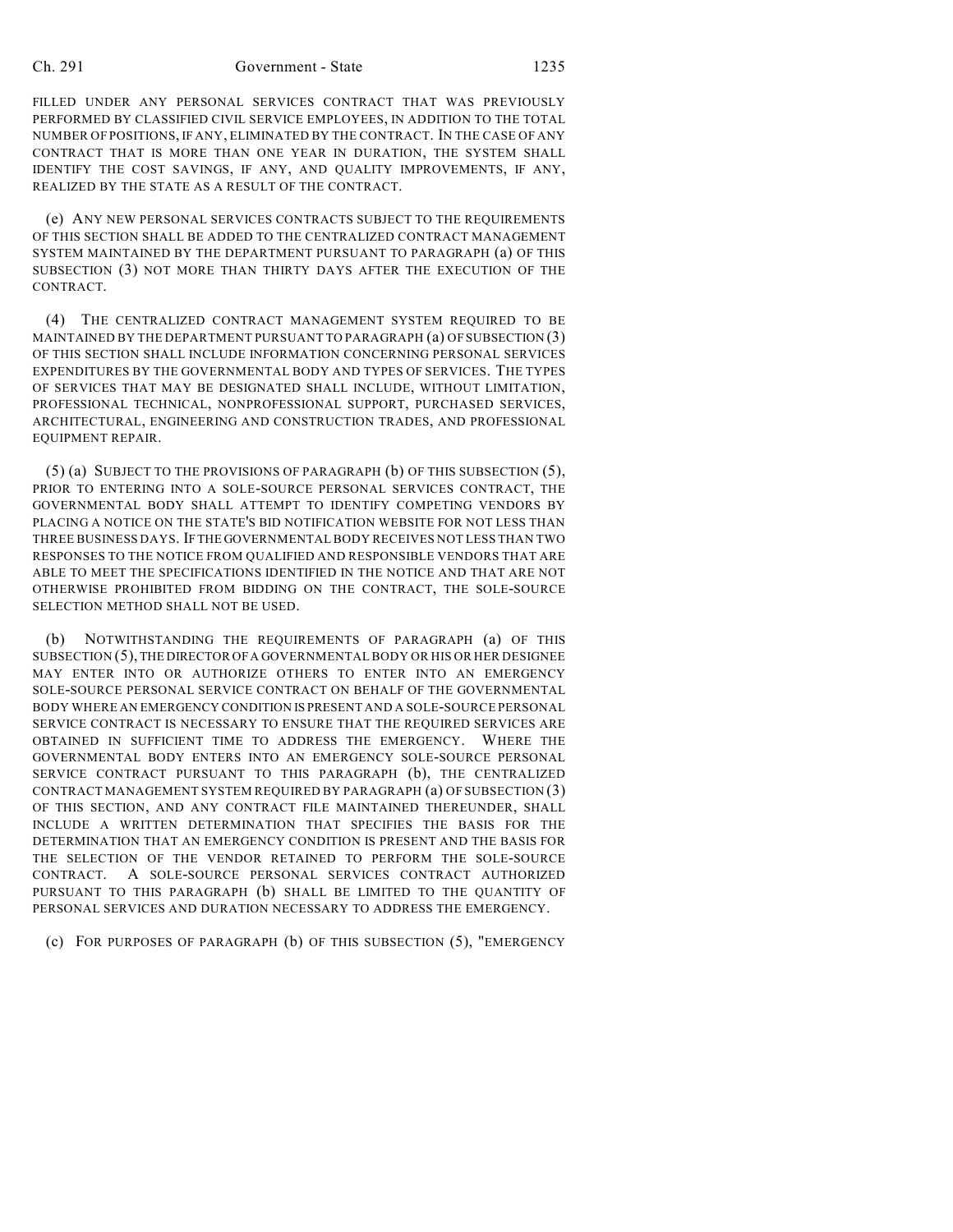FILLED UNDER ANY PERSONAL SERVICES CONTRACT THAT WAS PREVIOUSLY PERFORMED BY CLASSIFIED CIVIL SERVICE EMPLOYEES, IN ADDITION TO THE TOTAL NUMBER OF POSITIONS, IF ANY, ELIMINATED BY THE CONTRACT. IN THE CASE OF ANY CONTRACT THAT IS MORE THAN ONE YEAR IN DURATION, THE SYSTEM SHALL IDENTIFY THE COST SAVINGS, IF ANY, AND QUALITY IMPROVEMENTS, IF ANY, REALIZED BY THE STATE AS A RESULT OF THE CONTRACT.

(e) ANY NEW PERSONAL SERVICES CONTRACTS SUBJECT TO THE REQUIREMENTS OF THIS SECTION SHALL BE ADDED TO THE CENTRALIZED CONTRACT MANAGEMENT SYSTEM MAINTAINED BY THE DEPARTMENT PURSUANT TO PARAGRAPH (a) OF THIS SUBSECTION (3) NOT MORE THAN THIRTY DAYS AFTER THE EXECUTION OF THE CONTRACT.

(4) THE CENTRALIZED CONTRACT MANAGEMENT SYSTEM REQUIRED TO BE MAINTAINED BY THE DEPARTMENT PURSUANT TO PARAGRAPH (a) OF SUBSECTION (3) OF THIS SECTION SHALL INCLUDE INFORMATION CONCERNING PERSONAL SERVICES EXPENDITURES BY THE GOVERNMENTAL BODY AND TYPES OF SERVICES. THE TYPES OF SERVICES THAT MAY BE DESIGNATED SHALL INCLUDE, WITHOUT LIMITATION, PROFESSIONAL TECHNICAL, NONPROFESSIONAL SUPPORT, PURCHASED SERVICES, ARCHITECTURAL, ENGINEERING AND CONSTRUCTION TRADES, AND PROFESSIONAL EQUIPMENT REPAIR.

(5) (a) SUBJECT TO THE PROVISIONS OF PARAGRAPH (b) OF THIS SUBSECTION (5), PRIOR TO ENTERING INTO A SOLE-SOURCE PERSONAL SERVICES CONTRACT, THE GOVERNMENTAL BODY SHALL ATTEMPT TO IDENTIFY COMPETING VENDORS BY PLACING A NOTICE ON THE STATE'S BID NOTIFICATION WEBSITE FOR NOT LESS THAN THREE BUSINESS DAYS. IF THE GOVERNMENTAL BODY RECEIVES NOT LESS THAN TWO RESPONSES TO THE NOTICE FROM QUALIFIED AND RESPONSIBLE VENDORS THAT ARE ABLE TO MEET THE SPECIFICATIONS IDENTIFIED IN THE NOTICE AND THAT ARE NOT OTHERWISE PROHIBITED FROM BIDDING ON THE CONTRACT, THE SOLE-SOURCE SELECTION METHOD SHALL NOT BE USED.

(b) NOTWITHSTANDING THE REQUIREMENTS OF PARAGRAPH (a) OF THIS SUBSECTION (5), THE DIRECTOR OF A GOVERNMENTAL BODY OR HIS OR HER DESIGNEE MAY ENTER INTO OR AUTHORIZE OTHERS TO ENTER INTO AN EMERGENCY SOLE-SOURCE PERSONAL SERVICE CONTRACT ON BEHALF OF THE GOVERNMENTAL BODY WHERE AN EMERGENCY CONDITION IS PRESENT AND A SOLE-SOURCE PERSONAL SERVICE CONTRACT IS NECESSARY TO ENSURE THAT THE REQUIRED SERVICES ARE OBTAINED IN SUFFICIENT TIME TO ADDRESS THE EMERGENCY. WHERE THE GOVERNMENTAL BODY ENTERS INTO AN EMERGENCY SOLE-SOURCE PERSONAL SERVICE CONTRACT PURSUANT TO THIS PARAGRAPH (b), THE CENTRALIZED CONTRACT MANAGEMENT SYSTEM REQUIRED BY PARAGRAPH (a) OF SUBSECTION (3) OF THIS SECTION, AND ANY CONTRACT FILE MAINTAINED THEREUNDER, SHALL INCLUDE A WRITTEN DETERMINATION THAT SPECIFIES THE BASIS FOR THE DETERMINATION THAT AN EMERGENCY CONDITION IS PRESENT AND THE BASIS FOR THE SELECTION OF THE VENDOR RETAINED TO PERFORM THE SOLE-SOURCE CONTRACT. A SOLE-SOURCE PERSONAL SERVICES CONTRACT AUTHORIZED PURSUANT TO THIS PARAGRAPH (b) SHALL BE LIMITED TO THE QUANTITY OF PERSONAL SERVICES AND DURATION NECESSARY TO ADDRESS THE EMERGENCY.

(c) FOR PURPOSES OF PARAGRAPH (b) OF THIS SUBSECTION (5), "EMERGENCY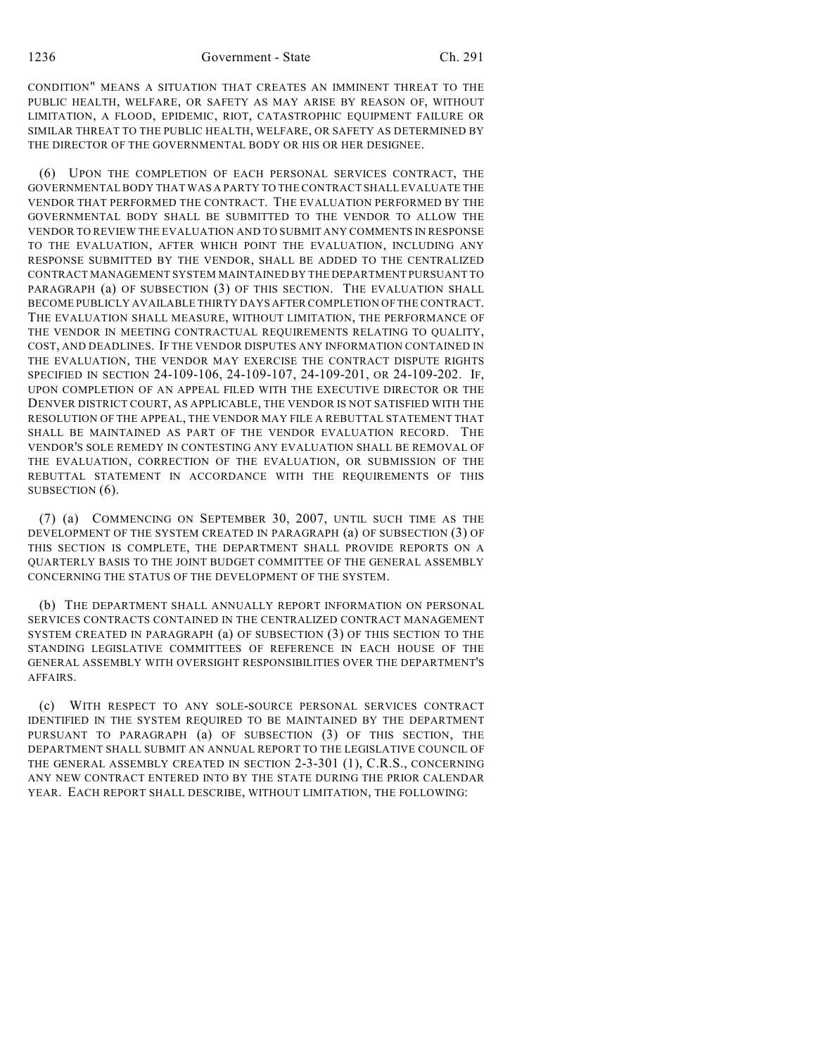CONDITION" MEANS A SITUATION THAT CREATES AN IMMINENT THREAT TO THE PUBLIC HEALTH, WELFARE, OR SAFETY AS MAY ARISE BY REASON OF, WITHOUT LIMITATION, A FLOOD, EPIDEMIC, RIOT, CATASTROPHIC EQUIPMENT FAILURE OR SIMILAR THREAT TO THE PUBLIC HEALTH, WELFARE, OR SAFETY AS DETERMINED BY THE DIRECTOR OF THE GOVERNMENTAL BODY OR HIS OR HER DESIGNEE.

(6) UPON THE COMPLETION OF EACH PERSONAL SERVICES CONTRACT, THE GOVERNMENTAL BODY THAT WAS A PARTY TO THE CONTRACT SHALL EVALUATE THE VENDOR THAT PERFORMED THE CONTRACT. THE EVALUATION PERFORMED BY THE GOVERNMENTAL BODY SHALL BE SUBMITTED TO THE VENDOR TO ALLOW THE VENDOR TO REVIEW THE EVALUATION AND TO SUBMIT ANY COMMENTS IN RESPONSE TO THE EVALUATION, AFTER WHICH POINT THE EVALUATION, INCLUDING ANY RESPONSE SUBMITTED BY THE VENDOR, SHALL BE ADDED TO THE CENTRALIZED CONTRACT MANAGEMENT SYSTEM MAINTAINED BY THE DEPARTMENT PURSUANT TO PARAGRAPH (a) OF SUBSECTION (3) OF THIS SECTION. THE EVALUATION SHALL BECOME PUBLICLY AVAILABLE THIRTY DAYS AFTER COMPLETION OF THE CONTRACT. THE EVALUATION SHALL MEASURE, WITHOUT LIMITATION, THE PERFORMANCE OF THE VENDOR IN MEETING CONTRACTUAL REQUIREMENTS RELATING TO QUALITY, COST, AND DEADLINES. IF THE VENDOR DISPUTES ANY INFORMATION CONTAINED IN THE EVALUATION, THE VENDOR MAY EXERCISE THE CONTRACT DISPUTE RIGHTS SPECIFIED IN SECTION 24-109-106, 24-109-107, 24-109-201, OR 24-109-202. IF, UPON COMPLETION OF AN APPEAL FILED WITH THE EXECUTIVE DIRECTOR OR THE DENVER DISTRICT COURT, AS APPLICABLE, THE VENDOR IS NOT SATISFIED WITH THE RESOLUTION OF THE APPEAL, THE VENDOR MAY FILE A REBUTTAL STATEMENT THAT SHALL BE MAINTAINED AS PART OF THE VENDOR EVALUATION RECORD. THE VENDOR'S SOLE REMEDY IN CONTESTING ANY EVALUATION SHALL BE REMOVAL OF THE EVALUATION, CORRECTION OF THE EVALUATION, OR SUBMISSION OF THE REBUTTAL STATEMENT IN ACCORDANCE WITH THE REQUIREMENTS OF THIS SUBSECTION (6).

(7) (a) COMMENCING ON SEPTEMBER 30, 2007, UNTIL SUCH TIME AS THE DEVELOPMENT OF THE SYSTEM CREATED IN PARAGRAPH (a) OF SUBSECTION (3) OF THIS SECTION IS COMPLETE, THE DEPARTMENT SHALL PROVIDE REPORTS ON A QUARTERLY BASIS TO THE JOINT BUDGET COMMITTEE OF THE GENERAL ASSEMBLY CONCERNING THE STATUS OF THE DEVELOPMENT OF THE SYSTEM.

(b) THE DEPARTMENT SHALL ANNUALLY REPORT INFORMATION ON PERSONAL SERVICES CONTRACTS CONTAINED IN THE CENTRALIZED CONTRACT MANAGEMENT SYSTEM CREATED IN PARAGRAPH (a) OF SUBSECTION (3) OF THIS SECTION TO THE STANDING LEGISLATIVE COMMITTEES OF REFERENCE IN EACH HOUSE OF THE GENERAL ASSEMBLY WITH OVERSIGHT RESPONSIBILITIES OVER THE DEPARTMENT'S AFFAIRS.

(c) WITH RESPECT TO ANY SOLE-SOURCE PERSONAL SERVICES CONTRACT IDENTIFIED IN THE SYSTEM REQUIRED TO BE MAINTAINED BY THE DEPARTMENT PURSUANT TO PARAGRAPH (a) OF SUBSECTION (3) OF THIS SECTION, THE DEPARTMENT SHALL SUBMIT AN ANNUAL REPORT TO THE LEGISLATIVE COUNCIL OF THE GENERAL ASSEMBLY CREATED IN SECTION 2-3-301 (1), C.R.S., CONCERNING ANY NEW CONTRACT ENTERED INTO BY THE STATE DURING THE PRIOR CALENDAR YEAR. EACH REPORT SHALL DESCRIBE, WITHOUT LIMITATION, THE FOLLOWING: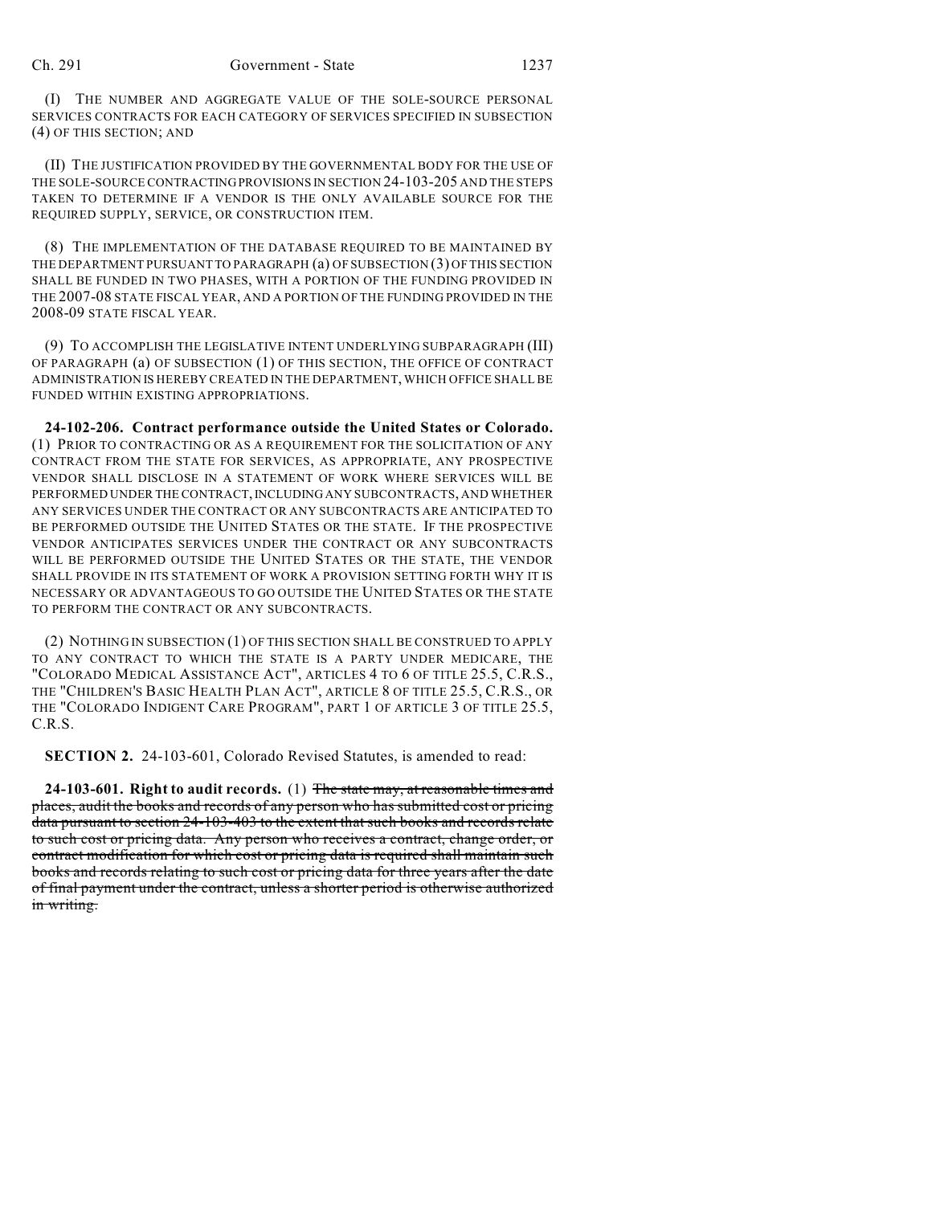(I) THE NUMBER AND AGGREGATE VALUE OF THE SOLE-SOURCE PERSONAL SERVICES CONTRACTS FOR EACH CATEGORY OF SERVICES SPECIFIED IN SUBSECTION (4) OF THIS SECTION; AND

(II) THE JUSTIFICATION PROVIDED BY THE GOVERNMENTAL BODY FOR THE USE OF THE SOLE-SOURCE CONTRACTING PROVISIONS IN SECTION 24-103-205 AND THE STEPS TAKEN TO DETERMINE IF A VENDOR IS THE ONLY AVAILABLE SOURCE FOR THE REQUIRED SUPPLY, SERVICE, OR CONSTRUCTION ITEM.

(8) THE IMPLEMENTATION OF THE DATABASE REQUIRED TO BE MAINTAINED BY THE DEPARTMENT PURSUANT TO PARAGRAPH (a) OF SUBSECTION (3) OF THIS SECTION SHALL BE FUNDED IN TWO PHASES, WITH A PORTION OF THE FUNDING PROVIDED IN THE 2007-08 STATE FISCAL YEAR, AND A PORTION OF THE FUNDING PROVIDED IN THE 2008-09 STATE FISCAL YEAR.

(9) TO ACCOMPLISH THE LEGISLATIVE INTENT UNDERLYING SUBPARAGRAPH (III) OF PARAGRAPH (a) OF SUBSECTION (1) OF THIS SECTION, THE OFFICE OF CONTRACT ADMINISTRATION IS HEREBY CREATED IN THE DEPARTMENT, WHICH OFFICE SHALL BE FUNDED WITHIN EXISTING APPROPRIATIONS.

**24-102-206. Contract performance outside the United States or Colorado.** (1) PRIOR TO CONTRACTING OR AS A REQUIREMENT FOR THE SOLICITATION OF ANY CONTRACT FROM THE STATE FOR SERVICES, AS APPROPRIATE, ANY PROSPECTIVE VENDOR SHALL DISCLOSE IN A STATEMENT OF WORK WHERE SERVICES WILL BE PERFORMED UNDER THE CONTRACT, INCLUDING ANY SUBCONTRACTS, AND WHETHER ANY SERVICES UNDER THE CONTRACT OR ANY SUBCONTRACTS ARE ANTICIPATED TO BE PERFORMED OUTSIDE THE UNITED STATES OR THE STATE. IF THE PROSPECTIVE VENDOR ANTICIPATES SERVICES UNDER THE CONTRACT OR ANY SUBCONTRACTS WILL BE PERFORMED OUTSIDE THE UNITED STATES OR THE STATE, THE VENDOR SHALL PROVIDE IN ITS STATEMENT OF WORK A PROVISION SETTING FORTH WHY IT IS NECESSARY OR ADVANTAGEOUS TO GO OUTSIDE THE UNITED STATES OR THE STATE TO PERFORM THE CONTRACT OR ANY SUBCONTRACTS.

(2) NOTHING IN SUBSECTION (1) OF THIS SECTION SHALL BE CONSTRUED TO APPLY TO ANY CONTRACT TO WHICH THE STATE IS A PARTY UNDER MEDICARE, THE "COLORADO MEDICAL ASSISTANCE ACT", ARTICLES 4 TO 6 OF TITLE 25.5, C.R.S., THE "CHILDREN'S BASIC HEALTH PLAN ACT", ARTICLE 8 OF TITLE 25.5, C.R.S., OR THE "COLORADO INDIGENT CARE PROGRAM", PART 1 OF ARTICLE 3 OF TITLE 25.5, C.R.S.

**SECTION 2.** 24-103-601, Colorado Revised Statutes, is amended to read:

**24-103-601. Right to audit records.** (1) ~~The state may, at reasonable times and places, audit the books and records of any person who has submitted cost or pricing data pursuant to section 24-103-403 to the extent that such books and records relate to such cost or pricing data. Any person who receives a contract, change order, or contract modification for which cost or pricing data is required shall maintain such books and records relating to such cost or pricing data for three years after the date of final payment under the contract, unless a shorter period is otherwise authorized in writing.~~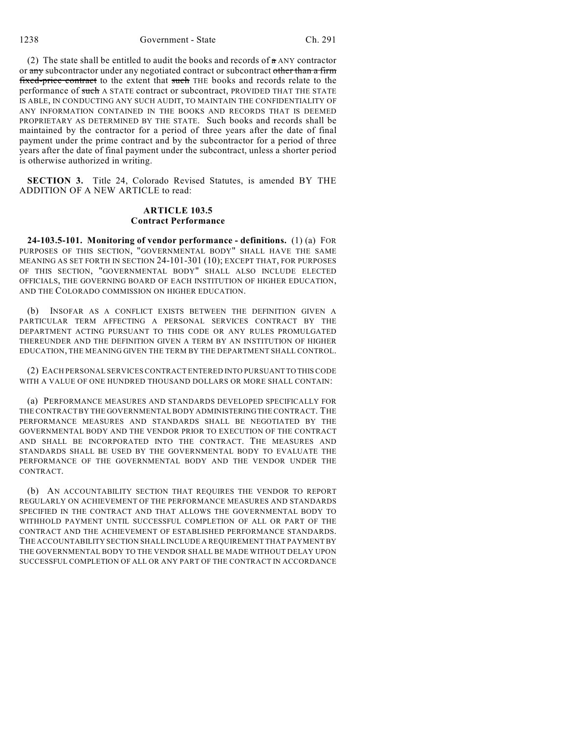(2) The state shall be entitled to audit the books and records of ~~a~~ ANY contractor or ~~any~~ subcontractor under any negotiated contract or subcontract ~~other than a firm fixed-price contract~~ to the extent that ~~such~~ THE books and records relate to the performance of ~~such~~ A STATE contract or subcontract, PROVIDED THAT THE STATE IS ABLE, IN CONDUCTING ANY SUCH AUDIT, TO MAINTAIN THE CONFIDENTIALITY OF ANY INFORMATION CONTAINED IN THE BOOKS AND RECORDS THAT IS DEEMED PROPRIETARY AS DETERMINED BY THE STATE. Such books and records shall be maintained by the contractor for a period of three years after the date of final payment under the prime contract and by the subcontractor for a period of three years after the date of final payment under the subcontract, unless a shorter period is otherwise authorized in writing.

**SECTION 3.** Title 24, Colorado Revised Statutes, is amended BY THE ADDITION OF A NEW ARTICLE to read:

**ARTICLE 103.5**
**Contract Performance**

**24-103.5-101. Monitoring of vendor performance - definitions.** (1) (a) FOR PURPOSES OF THIS SECTION, "GOVERNMENTAL BODY" SHALL HAVE THE SAME MEANING AS SET FORTH IN SECTION 24-101-301 (10); EXCEPT THAT, FOR PURPOSES OF THIS SECTION, "GOVERNMENTAL BODY" SHALL ALSO INCLUDE ELECTED OFFICIALS, THE GOVERNING BOARD OF EACH INSTITUTION OF HIGHER EDUCATION, AND THE COLORADO COMMISSION ON HIGHER EDUCATION.

(b) INSOFAR AS A CONFLICT EXISTS BETWEEN THE DEFINITION GIVEN A PARTICULAR TERM AFFECTING A PERSONAL SERVICES CONTRACT BY THE DEPARTMENT ACTING PURSUANT TO THIS CODE OR ANY RULES PROMULGATED THEREUNDER AND THE DEFINITION GIVEN A TERM BY AN INSTITUTION OF HIGHER EDUCATION, THE MEANING GIVEN THE TERM BY THE DEPARTMENT SHALL CONTROL.

(2) EACH PERSONAL SERVICES CONTRACT ENTERED INTO PURSUANT TO THIS CODE WITH A VALUE OF ONE HUNDRED THOUSAND DOLLARS OR MORE SHALL CONTAIN:

(a) PERFORMANCE MEASURES AND STANDARDS DEVELOPED SPECIFICALLY FOR THE CONTRACT BY THE GOVERNMENTAL BODY ADMINISTERING THE CONTRACT. THE PERFORMANCE MEASURES AND STANDARDS SHALL BE NEGOTIATED BY THE GOVERNMENTAL BODY AND THE VENDOR PRIOR TO EXECUTION OF THE CONTRACT AND SHALL BE INCORPORATED INTO THE CONTRACT. THE MEASURES AND STANDARDS SHALL BE USED BY THE GOVERNMENTAL BODY TO EVALUATE THE PERFORMANCE OF THE GOVERNMENTAL BODY AND THE VENDOR UNDER THE CONTRACT.

(b) AN ACCOUNTABILITY SECTION THAT REQUIRES THE VENDOR TO REPORT REGULARLY ON ACHIEVEMENT OF THE PERFORMANCE MEASURES AND STANDARDS SPECIFIED IN THE CONTRACT AND THAT ALLOWS THE GOVERNMENTAL BODY TO WITHHOLD PAYMENT UNTIL SUCCESSFUL COMPLETION OF ALL OR PART OF THE CONTRACT AND THE ACHIEVEMENT OF ESTABLISHED PERFORMANCE STANDARDS. THE ACCOUNTABILITY SECTION SHALL INCLUDE A REQUIREMENT THAT PAYMENT BY THE GOVERNMENTAL BODY TO THE VENDOR SHALL BE MADE WITHOUT DELAY UPON SUCCESSFUL COMPLETION OF ALL OR ANY PART OF THE CONTRACT IN ACCORDANCE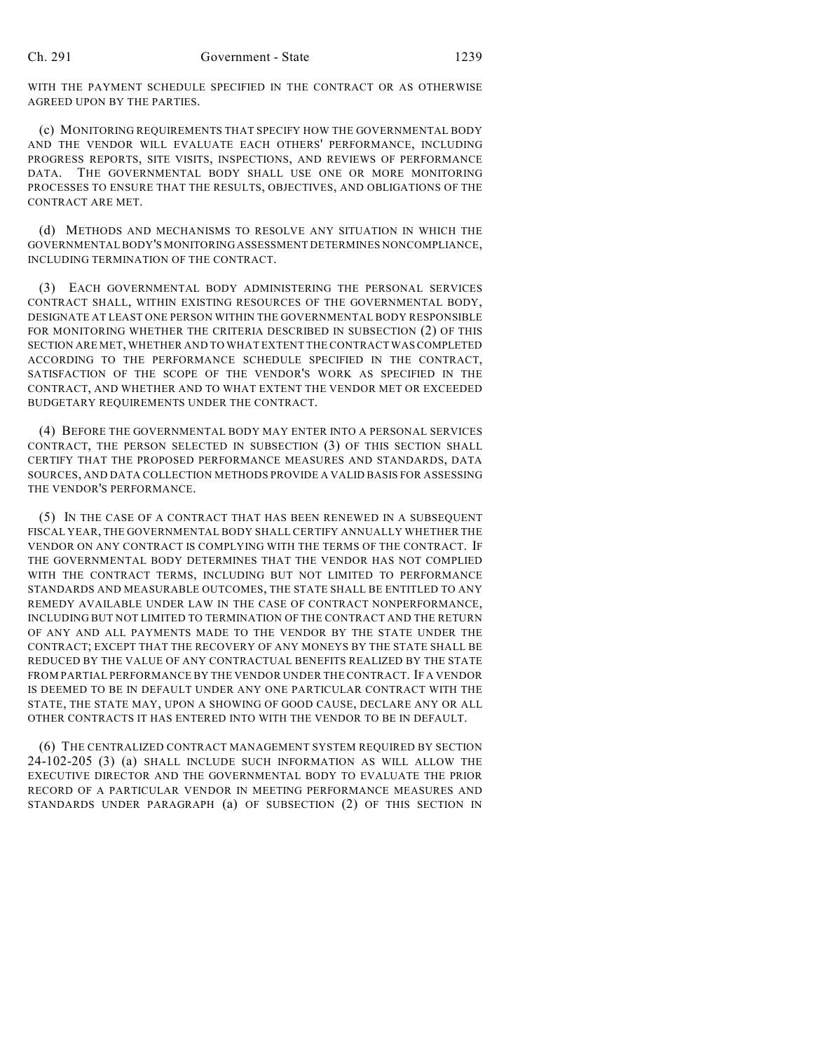WITH THE PAYMENT SCHEDULE SPECIFIED IN THE CONTRACT OR AS OTHERWISE AGREED UPON BY THE PARTIES.

(c) MONITORING REQUIREMENTS THAT SPECIFY HOW THE GOVERNMENTAL BODY AND THE VENDOR WILL EVALUATE EACH OTHERS' PERFORMANCE, INCLUDING PROGRESS REPORTS, SITE VISITS, INSPECTIONS, AND REVIEWS OF PERFORMANCE DATA. THE GOVERNMENTAL BODY SHALL USE ONE OR MORE MONITORING PROCESSES TO ENSURE THAT THE RESULTS, OBJECTIVES, AND OBLIGATIONS OF THE CONTRACT ARE MET.

(d) METHODS AND MECHANISMS TO RESOLVE ANY SITUATION IN WHICH THE GOVERNMENTAL BODY'S MONITORING ASSESSMENT DETERMINES NONCOMPLIANCE, INCLUDING TERMINATION OF THE CONTRACT.

(3) EACH GOVERNMENTAL BODY ADMINISTERING THE PERSONAL SERVICES CONTRACT SHALL, WITHIN EXISTING RESOURCES OF THE GOVERNMENTAL BODY, DESIGNATE AT LEAST ONE PERSON WITHIN THE GOVERNMENTAL BODY RESPONSIBLE FOR MONITORING WHETHER THE CRITERIA DESCRIBED IN SUBSECTION (2) OF THIS SECTION ARE MET, WHETHER AND TO WHAT EXTENT THE CONTRACT WAS COMPLETED ACCORDING TO THE PERFORMANCE SCHEDULE SPECIFIED IN THE CONTRACT, SATISFACTION OF THE SCOPE OF THE VENDOR'S WORK AS SPECIFIED IN THE CONTRACT, AND WHETHER AND TO WHAT EXTENT THE VENDOR MET OR EXCEEDED BUDGETARY REQUIREMENTS UNDER THE CONTRACT.

(4) BEFORE THE GOVERNMENTAL BODY MAY ENTER INTO A PERSONAL SERVICES CONTRACT, THE PERSON SELECTED IN SUBSECTION (3) OF THIS SECTION SHALL CERTIFY THAT THE PROPOSED PERFORMANCE MEASURES AND STANDARDS, DATA SOURCES, AND DATA COLLECTION METHODS PROVIDE A VALID BASIS FOR ASSESSING THE VENDOR'S PERFORMANCE.

(5) IN THE CASE OF A CONTRACT THAT HAS BEEN RENEWED IN A SUBSEQUENT FISCAL YEAR, THE GOVERNMENTAL BODY SHALL CERTIFY ANNUALLY WHETHER THE VENDOR ON ANY CONTRACT IS COMPLYING WITH THE TERMS OF THE CONTRACT. IF THE GOVERNMENTAL BODY DETERMINES THAT THE VENDOR HAS NOT COMPLIED WITH THE CONTRACT TERMS, INCLUDING BUT NOT LIMITED TO PERFORMANCE STANDARDS AND MEASURABLE OUTCOMES, THE STATE SHALL BE ENTITLED TO ANY REMEDY AVAILABLE UNDER LAW IN THE CASE OF CONTRACT NONPERFORMANCE, INCLUDING BUT NOT LIMITED TO TERMINATION OF THE CONTRACT AND THE RETURN OF ANY AND ALL PAYMENTS MADE TO THE VENDOR BY THE STATE UNDER THE CONTRACT; EXCEPT THAT THE RECOVERY OF ANY MONEYS BY THE STATE SHALL BE REDUCED BY THE VALUE OF ANY CONTRACTUAL BENEFITS REALIZED BY THE STATE FROM PARTIAL PERFORMANCE BY THE VENDOR UNDER THE CONTRACT. IF A VENDOR IS DEEMED TO BE IN DEFAULT UNDER ANY ONE PARTICULAR CONTRACT WITH THE STATE, THE STATE MAY, UPON A SHOWING OF GOOD CAUSE, DECLARE ANY OR ALL OTHER CONTRACTS IT HAS ENTERED INTO WITH THE VENDOR TO BE IN DEFAULT.

(6) THE CENTRALIZED CONTRACT MANAGEMENT SYSTEM REQUIRED BY SECTION 24-102-205 (3) (a) SHALL INCLUDE SUCH INFORMATION AS WILL ALLOW THE EXECUTIVE DIRECTOR AND THE GOVERNMENTAL BODY TO EVALUATE THE PRIOR RECORD OF A PARTICULAR VENDOR IN MEETING PERFORMANCE MEASURES AND STANDARDS UNDER PARAGRAPH (a) OF SUBSECTION (2) OF THIS SECTION IN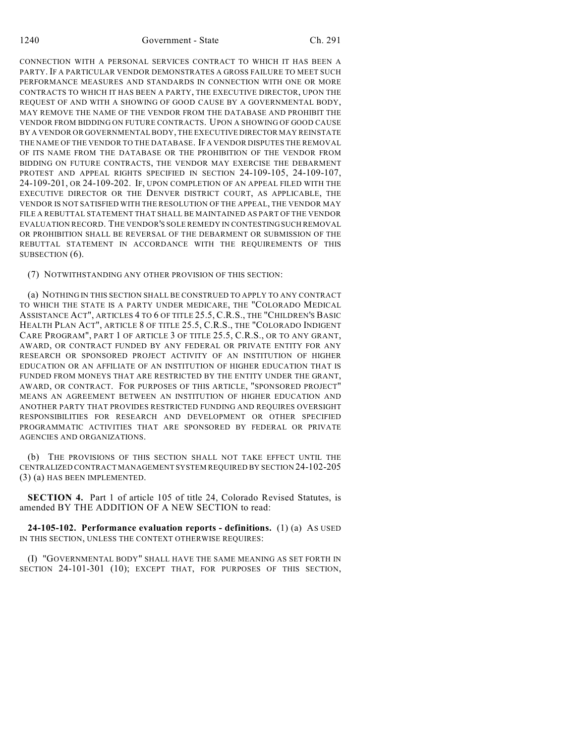CONNECTION WITH A PERSONAL SERVICES CONTRACT TO WHICH IT HAS BEEN A PARTY. IF A PARTICULAR VENDOR DEMONSTRATES A GROSS FAILURE TO MEET SUCH PERFORMANCE MEASURES AND STANDARDS IN CONNECTION WITH ONE OR MORE CONTRACTS TO WHICH IT HAS BEEN A PARTY, THE EXECUTIVE DIRECTOR, UPON THE REQUEST OF AND WITH A SHOWING OF GOOD CAUSE BY A GOVERNMENTAL BODY, MAY REMOVE THE NAME OF THE VENDOR FROM THE DATABASE AND PROHIBIT THE VENDOR FROM BIDDING ON FUTURE CONTRACTS. UPON A SHOWING OF GOOD CAUSE BY A VENDOR OR GOVERNMENTAL BODY, THE EXECUTIVE DIRECTOR MAY REINSTATE THE NAME OF THE VENDOR TO THE DATABASE. IF A VENDOR DISPUTES THE REMOVAL OF ITS NAME FROM THE DATABASE OR THE PROHIBITION OF THE VENDOR FROM BIDDING ON FUTURE CONTRACTS, THE VENDOR MAY EXERCISE THE DEBARMENT PROTEST AND APPEAL RIGHTS SPECIFIED IN SECTION 24-109-105, 24-109-107, 24-109-201, OR 24-109-202. IF, UPON COMPLETION OF AN APPEAL FILED WITH THE EXECUTIVE DIRECTOR OR THE DENVER DISTRICT COURT, AS APPLICABLE, THE VENDOR IS NOT SATISFIED WITH THE RESOLUTION OF THE APPEAL, THE VENDOR MAY FILE A REBUTTAL STATEMENT THAT SHALL BE MAINTAINED AS PART OF THE VENDOR EVALUATION RECORD. THE VENDOR'S SOLE REMEDY IN CONTESTING SUCH REMOVAL OR PROHIBITION SHALL BE REVERSAL OF THE DEBARMENT OR SUBMISSION OF THE REBUTTAL STATEMENT IN ACCORDANCE WITH THE REQUIREMENTS OF THIS SUBSECTION (6).

(7) NOTWITHSTANDING ANY OTHER PROVISION OF THIS SECTION:

(a) NOTHING IN THIS SECTION SHALL BE CONSTRUED TO APPLY TO ANY CONTRACT TO WHICH THE STATE IS A PARTY UNDER MEDICARE, THE "COLORADO MEDICAL ASSISTANCE ACT", ARTICLES 4 TO 6 OF TITLE 25.5, C.R.S., THE "CHILDREN'S BASIC HEALTH PLAN ACT", ARTICLE 8 OF TITLE 25.5, C.R.S., THE "COLORADO INDIGENT CARE PROGRAM", PART 1 OF ARTICLE 3 OF TITLE 25.5, C.R.S., OR TO ANY GRANT, AWARD, OR CONTRACT FUNDED BY ANY FEDERAL OR PRIVATE ENTITY FOR ANY RESEARCH OR SPONSORED PROJECT ACTIVITY OF AN INSTITUTION OF HIGHER EDUCATION OR AN AFFILIATE OF AN INSTITUTION OF HIGHER EDUCATION THAT IS FUNDED FROM MONEYS THAT ARE RESTRICTED BY THE ENTITY UNDER THE GRANT, AWARD, OR CONTRACT. FOR PURPOSES OF THIS ARTICLE, "SPONSORED PROJECT" MEANS AN AGREEMENT BETWEEN AN INSTITUTION OF HIGHER EDUCATION AND ANOTHER PARTY THAT PROVIDES RESTRICTED FUNDING AND REQUIRES OVERSIGHT RESPONSIBILITIES FOR RESEARCH AND DEVELOPMENT OR OTHER SPECIFIED PROGRAMMATIC ACTIVITIES THAT ARE SPONSORED BY FEDERAL OR PRIVATE AGENCIES AND ORGANIZATIONS.

(b) THE PROVISIONS OF THIS SECTION SHALL NOT TAKE EFFECT UNTIL THE CENTRALIZED CONTRACT MANAGEMENT SYSTEM REQUIRED BY SECTION 24-102-205 (3) (a) HAS BEEN IMPLEMENTED.

**SECTION 4.** Part 1 of article 105 of title 24, Colorado Revised Statutes, is amended BY THE ADDITION OF A NEW SECTION to read:

**24-105-102. Performance evaluation reports - definitions.** (1) (a) AS USED IN THIS SECTION, UNLESS THE CONTEXT OTHERWISE REQUIRES:

(I) "GOVERNMENTAL BODY" SHALL HAVE THE SAME MEANING AS SET FORTH IN SECTION 24-101-301 (10); EXCEPT THAT, FOR PURPOSES OF THIS SECTION,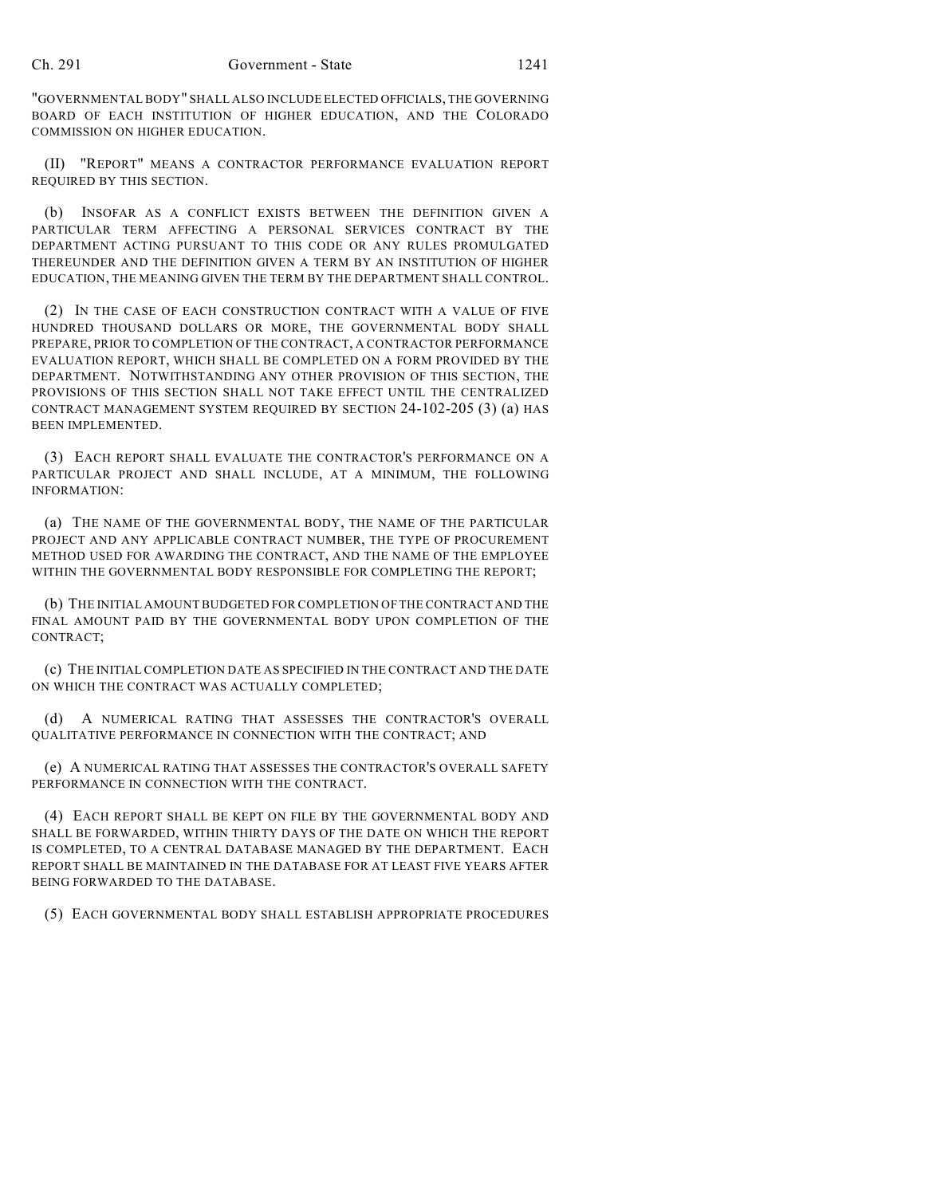"GOVERNMENTAL BODY" SHALL ALSO INCLUDE ELECTED OFFICIALS, THE GOVERNING BOARD OF EACH INSTITUTION OF HIGHER EDUCATION, AND THE COLORADO COMMISSION ON HIGHER EDUCATION.

(II) "REPORT" MEANS A CONTRACTOR PERFORMANCE EVALUATION REPORT REQUIRED BY THIS SECTION.

(b) INSOFAR AS A CONFLICT EXISTS BETWEEN THE DEFINITION GIVEN A PARTICULAR TERM AFFECTING A PERSONAL SERVICES CONTRACT BY THE DEPARTMENT ACTING PURSUANT TO THIS CODE OR ANY RULES PROMULGATED THEREUNDER AND THE DEFINITION GIVEN A TERM BY AN INSTITUTION OF HIGHER EDUCATION, THE MEANING GIVEN THE TERM BY THE DEPARTMENT SHALL CONTROL.

(2) IN THE CASE OF EACH CONSTRUCTION CONTRACT WITH A VALUE OF FIVE HUNDRED THOUSAND DOLLARS OR MORE, THE GOVERNMENTAL BODY SHALL PREPARE, PRIOR TO COMPLETION OF THE CONTRACT, A CONTRACTOR PERFORMANCE EVALUATION REPORT, WHICH SHALL BE COMPLETED ON A FORM PROVIDED BY THE DEPARTMENT. NOTWITHSTANDING ANY OTHER PROVISION OF THIS SECTION, THE PROVISIONS OF THIS SECTION SHALL NOT TAKE EFFECT UNTIL THE CENTRALIZED CONTRACT MANAGEMENT SYSTEM REQUIRED BY SECTION 24-102-205 (3) (a) HAS BEEN IMPLEMENTED.

(3) EACH REPORT SHALL EVALUATE THE CONTRACTOR'S PERFORMANCE ON A PARTICULAR PROJECT AND SHALL INCLUDE, AT A MINIMUM, THE FOLLOWING INFORMATION:

(a) THE NAME OF THE GOVERNMENTAL BODY, THE NAME OF THE PARTICULAR PROJECT AND ANY APPLICABLE CONTRACT NUMBER, THE TYPE OF PROCUREMENT METHOD USED FOR AWARDING THE CONTRACT, AND THE NAME OF THE EMPLOYEE WITHIN THE GOVERNMENTAL BODY RESPONSIBLE FOR COMPLETING THE REPORT;

(b) THE INITIAL AMOUNT BUDGETED FOR COMPLETION OF THE CONTRACT AND THE FINAL AMOUNT PAID BY THE GOVERNMENTAL BODY UPON COMPLETION OF THE CONTRACT;

(c) THE INITIAL COMPLETION DATE AS SPECIFIED IN THE CONTRACT AND THE DATE ON WHICH THE CONTRACT WAS ACTUALLY COMPLETED;

(d) A NUMERICAL RATING THAT ASSESSES THE CONTRACTOR'S OVERALL QUALITATIVE PERFORMANCE IN CONNECTION WITH THE CONTRACT; AND

(e) A NUMERICAL RATING THAT ASSESSES THE CONTRACTOR'S OVERALL SAFETY PERFORMANCE IN CONNECTION WITH THE CONTRACT.

(4) EACH REPORT SHALL BE KEPT ON FILE BY THE GOVERNMENTAL BODY AND SHALL BE FORWARDED, WITHIN THIRTY DAYS OF THE DATE ON WHICH THE REPORT IS COMPLETED, TO A CENTRAL DATABASE MANAGED BY THE DEPARTMENT. EACH REPORT SHALL BE MAINTAINED IN THE DATABASE FOR AT LEAST FIVE YEARS AFTER BEING FORWARDED TO THE DATABASE.

(5) EACH GOVERNMENTAL BODY SHALL ESTABLISH APPROPRIATE PROCEDURES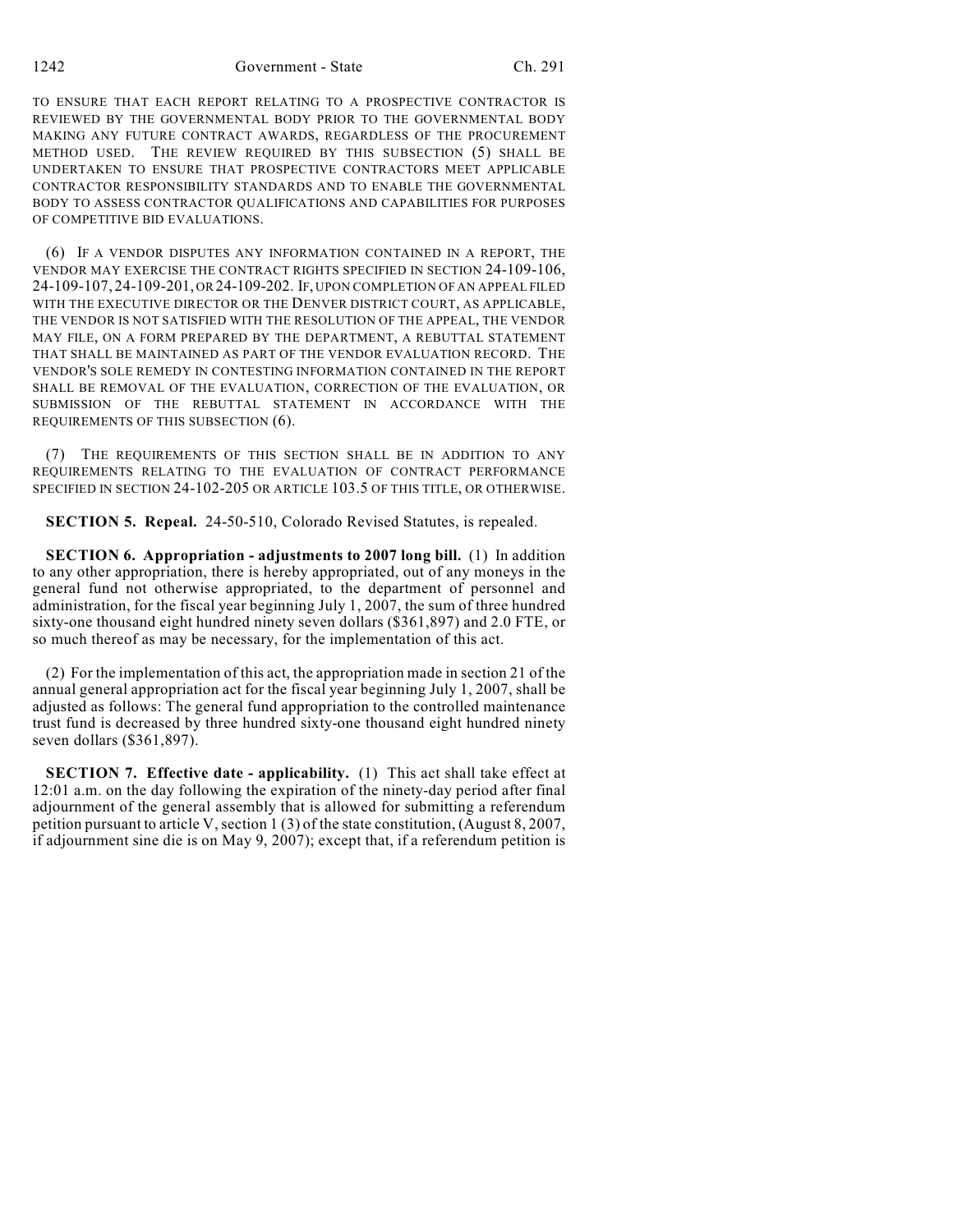TO ENSURE THAT EACH REPORT RELATING TO A PROSPECTIVE CONTRACTOR IS REVIEWED BY THE GOVERNMENTAL BODY PRIOR TO THE GOVERNMENTAL BODY MAKING ANY FUTURE CONTRACT AWARDS, REGARDLESS OF THE PROCUREMENT METHOD USED. THE REVIEW REQUIRED BY THIS SUBSECTION (5) SHALL BE UNDERTAKEN TO ENSURE THAT PROSPECTIVE CONTRACTORS MEET APPLICABLE CONTRACTOR RESPONSIBILITY STANDARDS AND TO ENABLE THE GOVERNMENTAL BODY TO ASSESS CONTRACTOR QUALIFICATIONS AND CAPABILITIES FOR PURPOSES OF COMPETITIVE BID EVALUATIONS.

(6) IF A VENDOR DISPUTES ANY INFORMATION CONTAINED IN A REPORT, THE VENDOR MAY EXERCISE THE CONTRACT RIGHTS SPECIFIED IN SECTION 24-109-106, 24-109-107, 24-109-201, OR 24-109-202. IF, UPON COMPLETION OF AN APPEAL FILED WITH THE EXECUTIVE DIRECTOR OR THE DENVER DISTRICT COURT, AS APPLICABLE, THE VENDOR IS NOT SATISFIED WITH THE RESOLUTION OF THE APPEAL, THE VENDOR MAY FILE, ON A FORM PREPARED BY THE DEPARTMENT, A REBUTTAL STATEMENT THAT SHALL BE MAINTAINED AS PART OF THE VENDOR EVALUATION RECORD. THE VENDOR'S SOLE REMEDY IN CONTESTING INFORMATION CONTAINED IN THE REPORT SHALL BE REMOVAL OF THE EVALUATION, CORRECTION OF THE EVALUATION, OR SUBMISSION OF THE REBUTTAL STATEMENT IN ACCORDANCE WITH THE REQUIREMENTS OF THIS SUBSECTION (6).

(7) THE REQUIREMENTS OF THIS SECTION SHALL BE IN ADDITION TO ANY REQUIREMENTS RELATING TO THE EVALUATION OF CONTRACT PERFORMANCE SPECIFIED IN SECTION 24-102-205 OR ARTICLE 103.5 OF THIS TITLE, OR OTHERWISE.

**SECTION 5. Repeal.** 24-50-510, Colorado Revised Statutes, is repealed.

**SECTION 6. Appropriation - adjustments to 2007 long bill.** (1) In addition to any other appropriation, there is hereby appropriated, out of any moneys in the general fund not otherwise appropriated, to the department of personnel and administration, for the fiscal year beginning July 1, 2007, the sum of three hundred sixty-one thousand eight hundred ninety seven dollars ($361,897) and 2.0 FTE, or so much thereof as may be necessary, for the implementation of this act.

(2) For the implementation of this act, the appropriation made in section 21 of the annual general appropriation act for the fiscal year beginning July 1, 2007, shall be adjusted as follows: The general fund appropriation to the controlled maintenance trust fund is decreased by three hundred sixty-one thousand eight hundred ninety seven dollars ($361,897).

**SECTION 7. Effective date - applicability.** (1) This act shall take effect at 12:01 a.m. on the day following the expiration of the ninety-day period after final adjournment of the general assembly that is allowed for submitting a referendum petition pursuant to article V, section 1 (3) of the state constitution, (August 8, 2007, if adjournment sine die is on May 9, 2007); except that, if a referendum petition is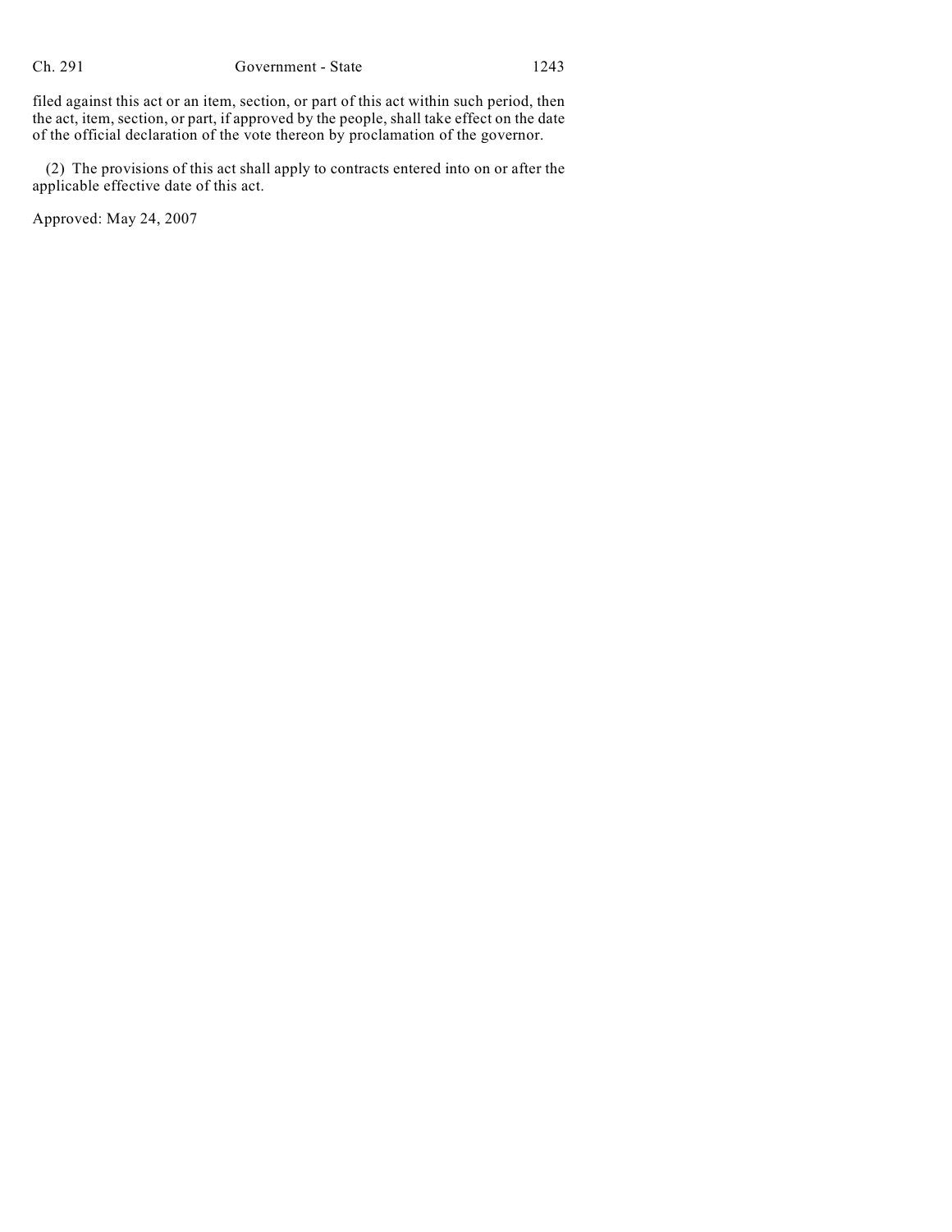filed against this act or an item, section, or part of this act within such period, then the act, item, section, or part, if approved by the people, shall take effect on the date of the official declaration of the vote thereon by proclamation of the governor.

(2) The provisions of this act shall apply to contracts entered into on or after the applicable effective date of this act.

Approved: May 24, 2007